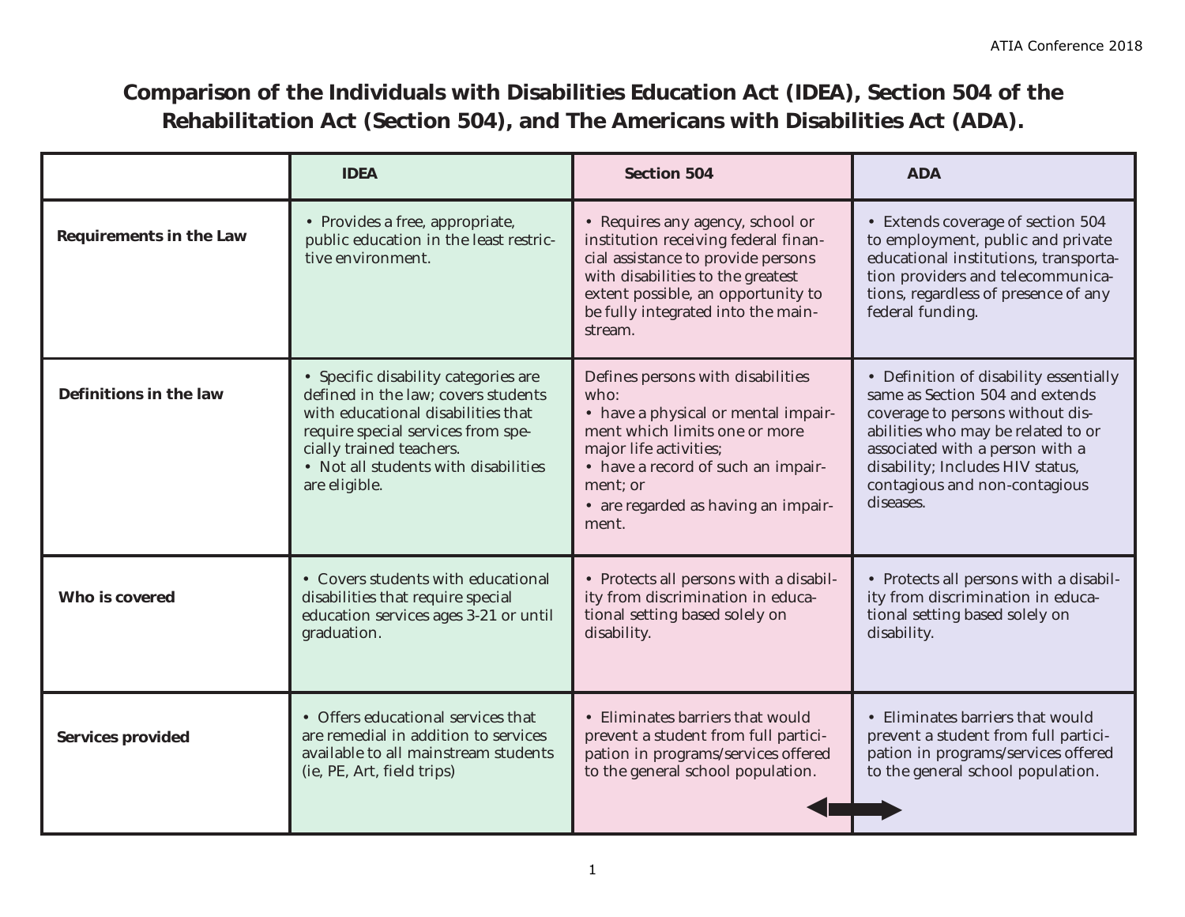# Comparison of the Individuals with Disabilities Education Act (IDEA), Section 504 of the Rehabilitation Act (Section 504), and The Americans with Disabilities Act (ADA).

| | IDEA | Section 504 | ADA |
|---|---|---|---|
| **Requirements in the Law** | • Provides a free, appropriate, public education in the least restrictive environment. | • Requires any agency, school or institution receiving federal financial assistance to provide persons with disabilities to the greatest extent possible, an opportunity to be fully integrated into the mainstream. | • Extends coverage of section 504 to employment, public and private educational institutions, transportation providers and telecommunications, regardless of presence of any federal funding. |
| **Definitions in the law** | • Specific disability categories are defined in the law; covers students with educational disabilities that require special services from specially trained teachers.<br>• Not all students with disabilities are eligible. | Defines persons with disabilities who:<br>• have a physical or mental impairment which limits one or more major life activities;<br>• have a record of such an impairment; or<br>• are regarded as having an impairment. | • Definition of disability essentially same as Section 504 and extends coverage to persons without disabilities who may be related to or associated with a person with a disability; Includes HIV status, contagious and non-contagious diseases. |
| **Who is covered** | • Covers students with educational disabilities that require special education services ages 3-21 or until graduation. | • Protects all persons with a disability from discrimination in educational setting based solely on disability. | • Protects all persons with a disability from discrimination in educational setting based solely on disability. |
| **Services provided** | • Offers educational services that are remedial in addition to services available to all mainstream students (ie, PE, Art, field trips) | • Eliminates barriers that would prevent a student from full participation in programs/services offered to the general school population. | • Eliminates barriers that would prevent a student from full participation in programs/services offered to the general school population. |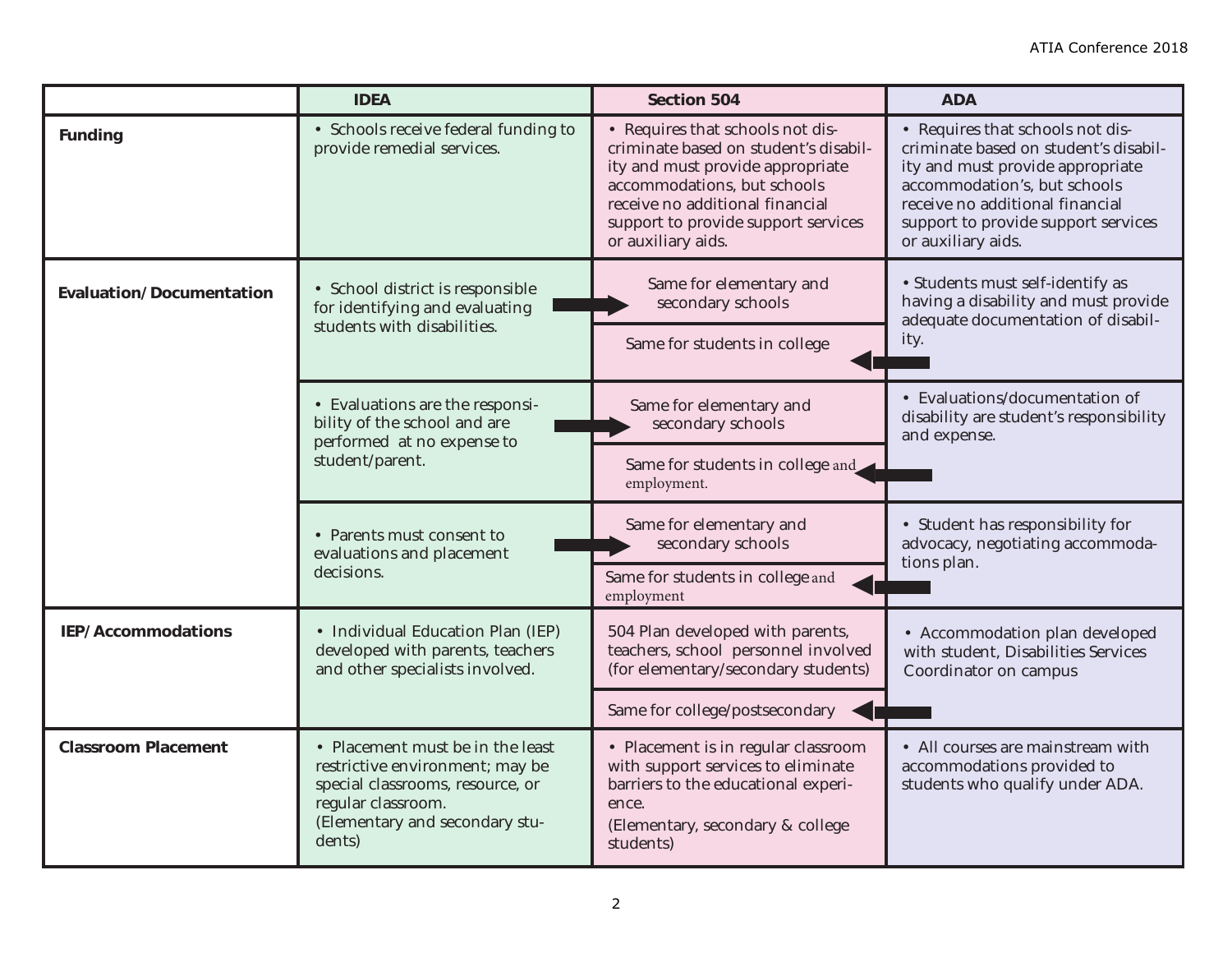| | IDEA | Section 504 | ADA |
|---|---|---|---|
| **Funding** | • Schools receive federal funding to provide remedial services. | • Requires that schools not discriminate based on student's disability and must provide appropriate accommodations, but schools receive no additional financial support to provide support services or auxiliary aids. | • Requires that schools not discriminate based on student's disability and must provide appropriate accommodation's, but schools receive no additional financial support to provide support services or auxiliary aids. |
| **Evaluation/Documentation** | • School district is responsible for identifying and evaluating students with disabilities. | Same for elementary and secondary schools | • Students must self-identify as having a disability and must provide adequate documentation of disability. |
| | | Same for students in college | |
| | • Evaluations are the responsibility of the school and are performed at no expense to student/parent. | Same for elementary and secondary schools | • Evaluations/documentation of disability are student's responsibility and expense. |
| | | Same for students in college and employment. | |
| | • Parents must consent to evaluations and placement decisions. | Same for elementary and secondary schools | • Student has responsibility for advocacy, negotiating accommodations plan. |
| | | Same for students in college and employment | |
| **IEP/Accommodations** | • Individual Education Plan (IEP) developed with parents, teachers and other specialists involved. | 504 Plan developed with parents, teachers, school personnel involved (for elementary/secondary students) | • Accommodation plan developed with student, Disabilities Services Coordinator on campus |
| | | Same for college/postsecondary | |
| **Classroom Placement** | • Placement must be in the least restrictive environment; may be special classrooms, resource, or regular classroom. (Elementary and secondary students) | • Placement is in regular classroom with support services to eliminate barriers to the educational experience. (Elementary, secondary & college students) | • All courses are mainstream with accommodations provided to students who qualify under ADA. |